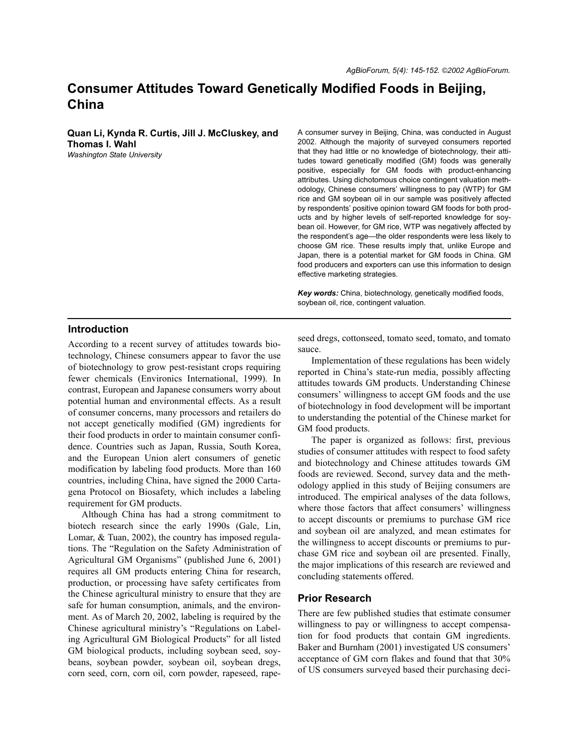# Consumer Attitudes Toward Genetically Modified Foods in Beijing, China

**Quan Li, Kynda R. Curtis, Jill J. McCluskey, and Thomas I. Wahl**
*Washington State University*

A consumer survey in Beijing, China, was conducted in August 2002. Although the majority of surveyed consumers reported that they had little or no knowledge of biotechnology, their attitudes toward genetically modified (GM) foods was generally positive, especially for GM foods with product-enhancing attributes. Using dichotomous choice contingent valuation methodology, Chinese consumers' willingness to pay (WTP) for GM rice and GM soybean oil in our sample was positively affected by respondents' positive opinion toward GM foods for both products and by higher levels of self-reported knowledge for soybean oil. However, for GM rice, WTP was negatively affected by the respondent's age—the older respondents were less likely to choose GM rice. These results imply that, unlike Europe and Japan, there is a potential market for GM foods in China. GM food producers and exporters can use this information to design effective marketing strategies.

***Key words:*** China, biotechnology, genetically modified foods, soybean oil, rice, contingent valuation.

## Introduction

According to a recent survey of attitudes towards biotechnology, Chinese consumers appear to favor the use of biotechnology to grow pest-resistant crops requiring fewer chemicals (Environics International, 1999). In contrast, European and Japanese consumers worry about potential human and environmental effects. As a result of consumer concerns, many processors and retailers do not accept genetically modified (GM) ingredients for their food products in order to maintain consumer confidence. Countries such as Japan, Russia, South Korea, and the European Union alert consumers of genetic modification by labeling food products. More than 160 countries, including China, have signed the 2000 Cartagena Protocol on Biosafety, which includes a labeling requirement for GM products.

Although China has had a strong commitment to biotech research since the early 1990s (Gale, Lin, Lomar, & Tuan, 2002), the country has imposed regulations. The "Regulation on the Safety Administration of Agricultural GM Organisms" (published June 6, 2001) requires all GM products entering China for research, production, or processing have safety certificates from the Chinese agricultural ministry to ensure that they are safe for human consumption, animals, and the environment. As of March 20, 2002, labeling is required by the Chinese agricultural ministry's "Regulations on Labeling Agricultural GM Biological Products" for all listed GM biological products, including soybean seed, soybeans, soybean powder, soybean oil, soybean dregs, corn seed, corn, corn oil, corn powder, rapeseed, rapeseed dregs, cottonseed, tomato seed, tomato, and tomato sauce.

Implementation of these regulations has been widely reported in China's state-run media, possibly affecting attitudes towards GM products. Understanding Chinese consumers' willingness to accept GM foods and the use of biotechnology in food development will be important to understanding the potential of the Chinese market for GM food products.

The paper is organized as follows: first, previous studies of consumer attitudes with respect to food safety and biotechnology and Chinese attitudes towards GM foods are reviewed. Second, survey data and the methodology applied in this study of Beijing consumers are introduced. The empirical analyses of the data follows, where those factors that affect consumers' willingness to accept discounts or premiums to purchase GM rice and soybean oil are analyzed, and mean estimates for the willingness to accept discounts or premiums to purchase GM rice and soybean oil are presented. Finally, the major implications of this research are reviewed and concluding statements offered.

## Prior Research

There are few published studies that estimate consumer willingness to pay or willingness to accept compensation for food products that contain GM ingredients. Baker and Burnham (2001) investigated US consumers' acceptance of GM corn flakes and found that that 30% of US consumers surveyed based their purchasing deci-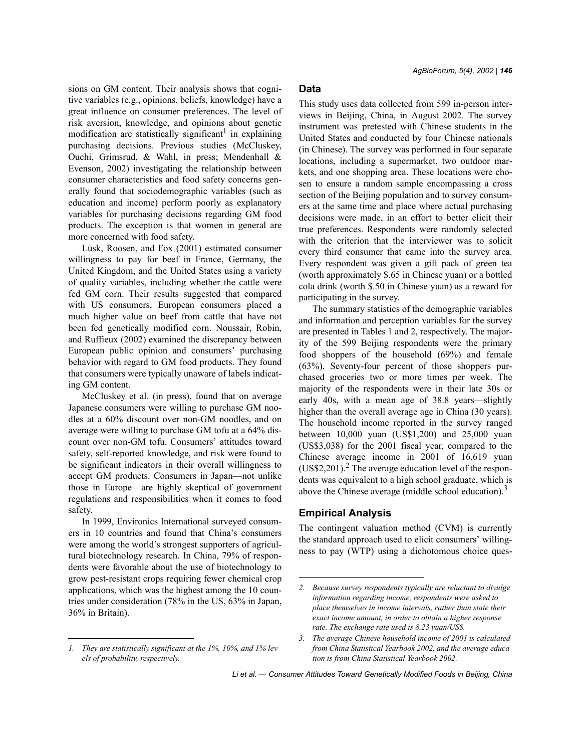sions on GM content. Their analysis shows that cognitive variables (e.g., opinions, beliefs, knowledge) have a great influence on consumer preferences. The level of risk aversion, knowledge, and opinions about genetic modification are statistically significant[1] in explaining purchasing decisions. Previous studies (McCluskey, Ouchi, Grimsrud, & Wahl, in press; Mendenhall & Evenson, 2002) investigating the relationship between consumer characteristics and food safety concerns generally found that sociodemographic variables (such as education and income) perform poorly as explanatory variables for purchasing decisions regarding GM food products. The exception is that women in general are more concerned with food safety.

Lusk, Roosen, and Fox (2001) estimated consumer willingness to pay for beef in France, Germany, the United Kingdom, and the United States using a variety of quality variables, including whether the cattle were fed GM corn. Their results suggested that compared with US consumers, European consumers placed a much higher value on beef from cattle that have not been fed genetically modified corn. Noussair, Robin, and Ruffieux (2002) examined the discrepancy between European public opinion and consumers' purchasing behavior with regard to GM food products. They found that consumers were typically unaware of labels indicating GM content.

McCluskey et al. (in press), found that on average Japanese consumers were willing to purchase GM noodles at a 60% discount over non-GM noodles, and on average were willing to purchase GM tofu at a 64% discount over non-GM tofu. Consumers' attitudes toward safety, self-reported knowledge, and risk were found to be significant indicators in their overall willingness to accept GM products. Consumers in Japan—not unlike those in Europe—are highly skeptical of government regulations and responsibilities when it comes to food safety.

In 1999, Environics International surveyed consumers in 10 countries and found that China's consumers were among the world's strongest supporters of agricultural biotechnology research. In China, 79% of respondents were favorable about the use of biotechnology to grow pest-resistant crops requiring fewer chemical crop applications, which was the highest among the 10 countries under consideration (78% in the US, 63% in Japan, 36% in Britain).

## Data

This study uses data collected from 599 in-person interviews in Beijing, China, in August 2002. The survey instrument was pretested with Chinese students in the United States and conducted by four Chinese nationals (in Chinese). The survey was performed in four separate locations, including a supermarket, two outdoor markets, and one shopping area. These locations were chosen to ensure a random sample encompassing a cross section of the Beijing population and to survey consumers at the same time and place where actual purchasing decisions were made, in an effort to better elicit their true preferences. Respondents were randomly selected with the criterion that the interviewer was to solicit every third consumer that came into the survey area. Every respondent was given a gift pack of green tea (worth approximately $.65 in Chinese yuan) or a bottled cola drink (worth $.50 in Chinese yuan) as a reward for participating in the survey.

The summary statistics of the demographic variables and information and perception variables for the survey are presented in Tables 1 and 2, respectively. The majority of the 599 Beijing respondents were the primary food shoppers of the household (69%) and female (63%). Seventy-four percent of those shoppers purchased groceries two or more times per week. The majority of the respondents were in their late 30s or early 40s, with a mean age of 38.8 years—slightly higher than the overall average age in China (30 years). The household income reported in the survey ranged between 10,000 yuan (US$1,200) and 25,000 yuan (US$3,038) for the 2001 fiscal year, compared to the Chinese average income in 2001 of 16,619 yuan (US$2,201).[2] The average education level of the respondents was equivalent to a high school graduate, which is above the Chinese average (middle school education).[3]

## Empirical Analysis

The contingent valuation method (CVM) is currently the standard approach used to elicit consumers' willingness to pay (WTP) using a dichotomous choice ques-

---

*1. They are statistically significant at the 1%, 10%, and 1% levels of probability, respectively.*

*2. Because survey respondents typically are reluctant to divulge information regarding income, respondents were asked to place themselves in income intervals, rather than state their exact income amount, in order to obtain a higher response rate. The exchange rate used is 8.23 yuan/US$.*

*3. The average Chinese household income of 2001 is calculated from China Statistical Yearbook 2002, and the average education is from China Statistical Yearbook 2002.*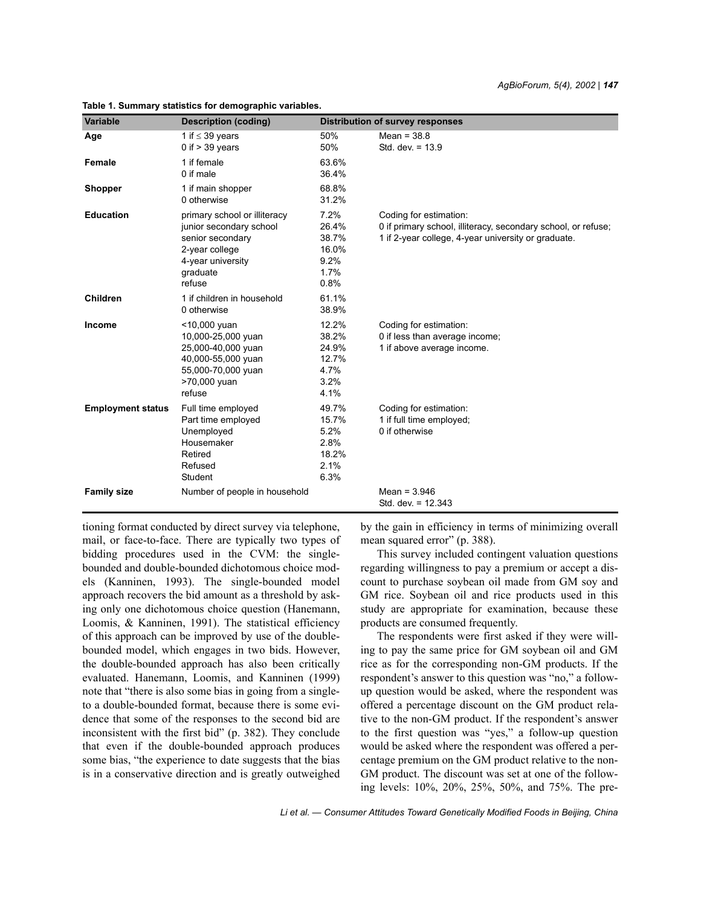**Table 1. Summary statistics for demographic variables.**

| Variable | Description (coding) | Distribution of survey responses | |
|---|---|---|---|
| **Age** | 1 if ≤ 39 years<br>0 if > 39 years | 50%<br>50% | Mean = 38.8<br>Std. dev. = 13.9 |
| **Female** | 1 if female<br>0 if male | 63.6%<br>36.4% | |
| **Shopper** | 1 if main shopper<br>0 otherwise | 68.8%<br>31.2% | |
| **Education** | primary school or illiteracy<br>junior secondary school<br>senior secondary<br>2-year college<br>4-year university<br>graduate<br>refuse | 7.2%<br>26.4%<br>38.7%<br>16.0%<br>9.2%<br>1.7%<br>0.8% | Coding for estimation:<br>0 if primary school, illiteracy, secondary school, or refuse;<br>1 if 2-year college, 4-year university or graduate. |
| **Children** | 1 if children in household<br>0 otherwise | 61.1%<br>38.9% | |
| **Income** | <10,000 yuan<br>10,000-25,000 yuan<br>25,000-40,000 yuan<br>40,000-55,000 yuan<br>55,000-70,000 yuan<br>>70,000 yuan<br>refuse | 12.2%<br>38.2%<br>24.9%<br>12.7%<br>4.7%<br>3.2%<br>4.1% | Coding for estimation:<br>0 if less than average income;<br>1 if above average income. |
| **Employment status** | Full time employed<br>Part time employed<br>Unemployed<br>Housemaker<br>Retired<br>Refused<br>Student | 49.7%<br>15.7%<br>5.2%<br>2.8%<br>18.2%<br>2.1%<br>6.3% | Coding for estimation:<br>1 if full time employed;<br>0 if otherwise |
| **Family size** | Number of people in household | | Mean = 3.946<br>Std. dev. = 12.343 |

tioning format conducted by direct survey via telephone, mail, or face-to-face. There are typically two types of bidding procedures used in the CVM: the single-bounded and double-bounded dichotomous choice models (Kanninen, 1993). The single-bounded model approach recovers the bid amount as a threshold by asking only one dichotomous choice question (Hanemann, Loomis, & Kanninen, 1991). The statistical efficiency of this approach can be improved by use of the double-bounded model, which engages in two bids. However, the double-bounded approach has also been critically evaluated. Hanemann, Loomis, and Kanninen (1999) note that "there is also some bias in going from a single- to a double-bounded format, because there is some evidence that some of the responses to the second bid are inconsistent with the first bid" (p. 382). They conclude that even if the double-bounded approach produces some bias, "the experience to date suggests that the bias is in a conservative direction and is greatly outweighed by the gain in efficiency in terms of minimizing overall mean squared error" (p. 388).

This survey included contingent valuation questions regarding willingness to pay a premium or accept a discount to purchase soybean oil made from GM soy and GM rice. Soybean oil and rice products used in this study are appropriate for examination, because these products are consumed frequently.

The respondents were first asked if they were willing to pay the same price for GM soybean oil and GM rice as for the corresponding non-GM products. If the respondent's answer to this question was "no," a follow-up question would be asked, where the respondent was offered a percentage discount on the GM product relative to the non-GM product. If the respondent's answer to the first question was "yes," a follow-up question would be asked where the respondent was offered a percentage premium on the GM product relative to the non-GM product. The discount was set at one of the following levels: 10%, 20%, 25%, 50%, and 75%. The pre-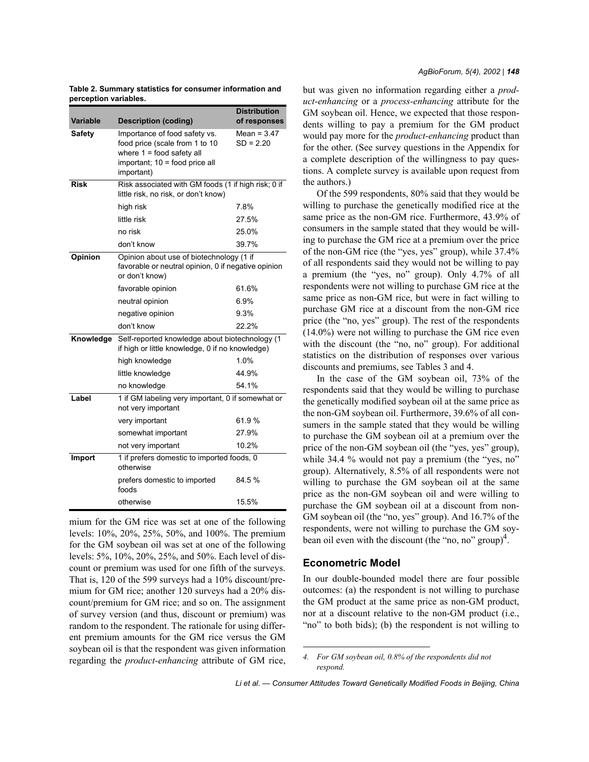**Table 2. Summary statistics for consumer information and perception variables.**

| Variable | Description (coding) | Distribution of responses |
|---|---|---|
| **Safety** | Importance of food safety vs. food price (scale from 1 to 10 where 1 = food safety all important; 10 = food price all important) | Mean = 3.47 SD = 2.20 |
| **Risk** | Risk associated with GM foods (1 if high risk; 0 if little risk, no risk, or don't know) | |
| | high risk | 7.8% |
| | little risk | 27.5% |
| | no risk | 25.0% |
| | don't know | 39.7% |
| **Opinion** | Opinion about use of biotechnology (1 if favorable or neutral opinion, 0 if negative opinion or don't know) | |
| | favorable opinion | 61.6% |
| | neutral opinion | 6.9% |
| | negative opinion | 9.3% |
| | don't know | 22.2% |
| **Knowledge** | Self-reported knowledge about biotechnology (1 if high or little knowledge, 0 if no knowledge) | |
| | high knowledge | 1.0% |
| | little knowledge | 44.9% |
| | no knowledge | 54.1% |
| **Label** | 1 if GM labeling very important, 0 if somewhat or not very important | |
| | very important | 61.9 % |
| | somewhat important | 27.9% |
| | not very important | 10.2% |
| **Import** | 1 if prefers domestic to imported foods, 0 otherwise | |
| | prefers domestic to imported foods | 84.5 % |
| | otherwise | 15.5% |

mium for the GM rice was set at one of the following levels: 10%, 20%, 25%, 50%, and 100%. The premium for the GM soybean oil was set at one of the following levels: 5%, 10%, 20%, 25%, and 50%. Each level of discount or premium was used for one fifth of the surveys. That is, 120 of the 599 surveys had a 10% discount/premium for GM rice; another 120 surveys had a 20% discount/premium for GM rice; and so on. The assignment of survey version (and thus, discount or premium) was random to the respondent. The rationale for using different premium amounts for the GM rice versus the GM soybean oil is that the respondent was given information regarding the *product-enhancing* attribute of GM rice, but was given no information regarding either a *product-enhancing* or a *process-enhancing* attribute for the GM soybean oil. Hence, we expected that those respondents willing to pay a premium for the GM product would pay more for the *product-enhancing* product than for the other. (See survey questions in the Appendix for a complete description of the willingness to pay questions. A complete survey is available upon request from the authors.)

Of the 599 respondents, 80% said that they would be willing to purchase the genetically modified rice at the same price as the non-GM rice. Furthermore, 43.9% of consumers in the sample stated that they would be willing to purchase the GM rice at a premium over the price of the non-GM rice (the "yes, yes" group), while 37.4% of all respondents said they would not be willing to pay a premium (the "yes, no" group). Only 4.7% of all respondents were not willing to purchase GM rice at the same price as non-GM rice, but were in fact willing to purchase GM rice at a discount from the non-GM rice price (the "no, yes" group). The rest of the respondents (14.0%) were not willing to purchase the GM rice even with the discount (the "no, no" group). For additional statistics on the distribution of responses over various discounts and premiums, see Tables 3 and 4.

In the case of the GM soybean oil, 73% of the respondents said that they would be willing to purchase the genetically modified soybean oil at the same price as the non-GM soybean oil. Furthermore, 39.6% of all consumers in the sample stated that they would be willing to purchase the GM soybean oil at a premium over the price of the non-GM soybean oil (the "yes, yes" group), while 34.4 % would not pay a premium (the "yes, no" group). Alternatively, 8.5% of all respondents were not willing to purchase the GM soybean oil at the same price as the non-GM soybean oil and were willing to purchase the GM soybean oil at a discount from non-GM soybean oil (the "no, yes" group). And 16.7% of the respondents, were not willing to purchase the GM soybean oil even with the discount (the "no, no" group)[4].

## Econometric Model

In our double-bounded model there are four possible outcomes: (a) the respondent is not willing to purchase the GM product at the same price as non-GM product, nor at a discount relative to the non-GM product (i.e., "no" to both bids); (b) the respondent is not willing to

4. *For GM soybean oil, 0.8% of the respondents did not respond.*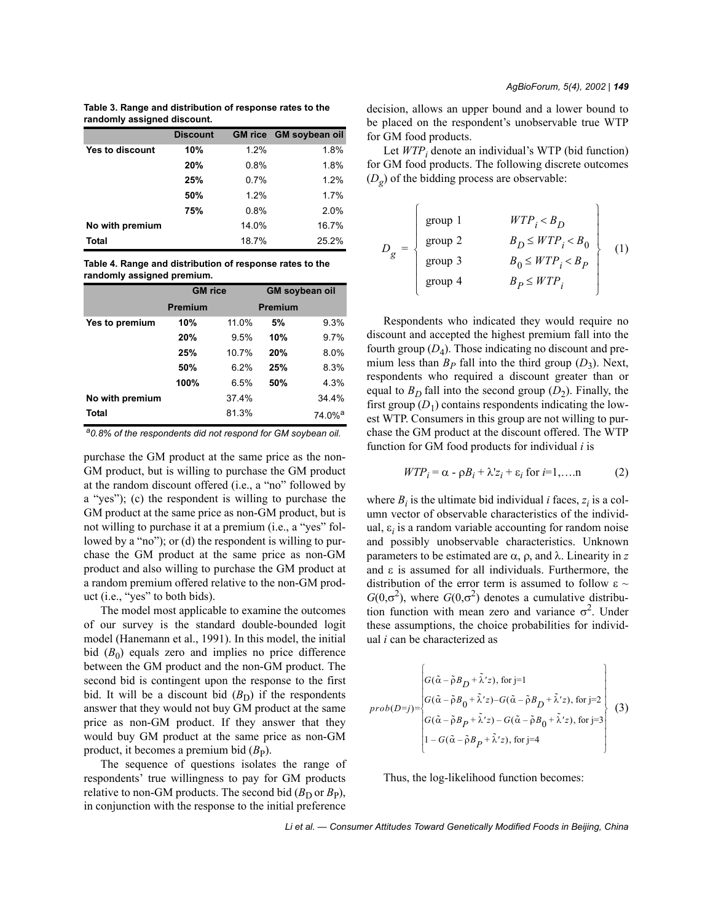**Table 3. Range and distribution of response rates to the randomly assigned discount.**

| | Discount | GM rice | GM soybean oil |
|---|---|---|---|
| **Yes to discount** | **10%** | 1.2% | 1.8% |
| | **20%** | 0.8% | 1.8% |
| | **25%** | 0.7% | 1.2% |
| | **50%** | 1.2% | 1.7% |
| | **75%** | 0.8% | 2.0% |
| **No with premium** | | 14.0% | 16.7% |
| **Total** | | 18.7% | 25.2% |

**Table 4. Range and distribution of response rates to the randomly assigned premium.**

| | GM rice | | GM soybean oil | |
|---|---|---|---|---|
| | Premium | | Premium | |
| **Yes to premium** | **10%** | 11.0% | **5%** | 9.3% |
| | **20%** | 9.5% | **10%** | 9.7% |
| | **25%** | 10.7% | **20%** | 8.0% |
| | **50%** | 6.2% | **25%** | 8.3% |
| | **100%** | 6.5% | **50%** | 4.3% |
| **No with premium** | | 37.4% | | 34.4% |
| **Total** | | 81.3% | | 74.0%[a] |

*[a]0.8% of the respondents did not respond for GM soybean oil.*

purchase the GM product at the same price as the non-GM product, but is willing to purchase the GM product at the random discount offered (i.e., a "no" followed by a "yes"); (c) the respondent is willing to purchase the GM product at the same price as non-GM product, but is not willing to purchase it at a premium (i.e., a "yes" followed by a "no"); or (d) the respondent is willing to purchase the GM product at the same price as non-GM product and also willing to purchase the GM product at a random premium offered relative to the non-GM product (i.e., "yes" to both bids).

The model most applicable to examine the outcomes of our survey is the standard double-bounded logit model (Hanemann et al., 1991). In this model, the initial bid ($B_0$) equals zero and implies no price difference between the GM product and the non-GM product. The second bid is contingent upon the response to the first bid. It will be a discount bid ($B_D$) if the respondents answer that they would not buy GM product at the same price as non-GM product. If they answer that they would buy GM product at the same price as non-GM product, it becomes a premium bid ($B_P$).

The sequence of questions isolates the range of respondents' true willingness to pay for GM products relative to non-GM products. The second bid ($B_D$ or $B_P$), in conjunction with the response to the initial preference decision, allows an upper bound and a lower bound to be placed on the respondent's unobservable true WTP for GM food products.

Let $WTP_i$ denote an individual's WTP (bid function) for GM food products. The following discrete outcomes ($D_g$) of the bidding process are observable:

$$D_g = \left\{ \begin{array}{ll} \text{group 1} & WTP_i < B_D \\ \text{group 2} & B_D \le WTP_i < B_0 \\ \text{group 3} & B_0 \le WTP_i < B_P \\ \text{group 4} & B_P \le WTP_i \end{array} \right\} \quad (1)$$

Respondents who indicated they would require no discount and accepted the highest premium fall into the fourth group ($D_4$). Those indicating no discount and premium less than $B_P$ fall into the third group ($D_3$). Next, respondents who required a discount greater than or equal to $B_D$ fall into the second group ($D_2$). Finally, the first group ($D_1$) contains respondents indicating the lowest WTP. Consumers in this group are not willing to purchase the GM product at the discount offered. The WTP function for GM food products for individual $i$ is

$$WTP_i = \alpha - \rho B_i + \lambda' z_i + \varepsilon_i \text{ for } i=1,\ldots.n \quad (2)$$

where $B_i$ is the ultimate bid individual $i$ faces, $z_i$ is a column vector of observable characteristics of the individual, $\varepsilon_i$ is a random variable accounting for random noise and possibly unobservable characteristics. Unknown parameters to be estimated are $\alpha$, $\rho$, and $\lambda$. Linearity in $z$ and $\varepsilon$ is assumed for all individuals. Furthermore, the distribution of the error term is assumed to follow $\varepsilon \sim G(0,\sigma^2)$, where $G(0,\sigma^2)$ denotes a cumulative distribution function with mean zero and variance $\sigma^2$. Under these assumptions, the choice probabilities for individual $i$ can be characterized as

$$prob(D{=}j) = \left\{ \begin{array}{l} G(\tilde{\alpha} - \tilde{\rho} B_D + \tilde{\lambda}' z), \text{ for j=1} \\ G(\tilde{\alpha} - \tilde{\rho} B_0 + \tilde{\lambda}' z) - G(\tilde{\alpha} - \tilde{\rho} B_D + \tilde{\lambda}' z), \text{ for j=2} \\ G(\tilde{\alpha} - \tilde{\rho} B_P + \tilde{\lambda}' z) - G(\tilde{\alpha} - \tilde{\rho} B_0 + \tilde{\lambda}' z), \text{ for j=3} \\ 1 - G(\tilde{\alpha} - \tilde{\rho} B_P + \tilde{\lambda}' z), \text{ for j=4} \end{array} \right\} \quad (3)$$

Thus, the log-likelihood function becomes: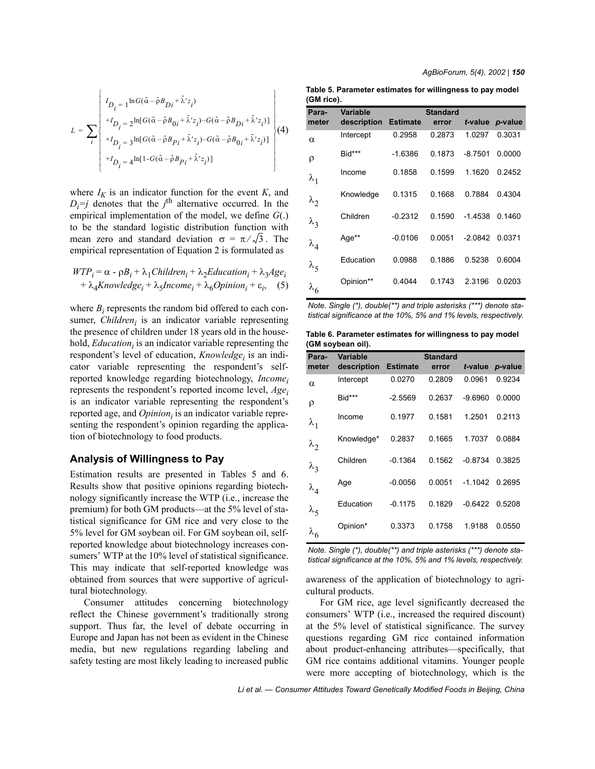$$L = \sum_i \left\{ \begin{array}{l} I_{D_i=1} \ln G(\tilde{\alpha} - \tilde{\rho} B_{Di} + \tilde{\lambda}' z_i) \\ + I_{D_i=2} \ln[G(\tilde{\alpha} - \tilde{\rho} B_{0i} + \tilde{\lambda}' z_i) - G(\tilde{\alpha} - \tilde{\rho} B_{Di} + \tilde{\lambda}' z_i)] \\ + I_{D_i=3} \ln[G(\tilde{\alpha} - \tilde{\rho} B_{Pi} + \tilde{\lambda}' z_i) - G(\tilde{\alpha} - \tilde{\rho} B_{0i} + \tilde{\lambda}' z_i)] \\ + I_{D_i=4} \ln[1 - G(\tilde{\alpha} - \tilde{\rho} B_{Pi} + \tilde{\lambda}' z_i)] \end{array} \right\} \quad (4)$$

where $I_K$ is an indicator function for the event $K$, and $D_i = j$ denotes that the $j^{\text{th}}$ alternative occurred. In the empirical implementation of the model, we define $G(.)$ to be the standard logistic distribution function with mean zero and standard deviation $\sigma = \pi / \sqrt{3}$. The empirical representation of Equation 2 is formulated as

$$WTP_i = \alpha - \rho B_i + \lambda_1 Children_i + \lambda_2 Education_i + \lambda_3 Age_i + \lambda_4 Knowledge_i + \lambda_5 Income_i + \lambda_6 Opinion_i + \varepsilon_i, \quad (5)$$

where $B_i$ represents the random bid offered to each consumer, $Children_i$ is an indicator variable representing the presence of children under 18 years old in the household, $Education_i$ is an indicator variable representing the respondent's level of education, $Knowledge_i$ is an indicator variable representing the respondent's self-reported knowledge regarding biotechnology, $Income_i$ represents the respondent's reported income level, $Age_i$ is an indicator variable representing the respondent's reported age, and $Opinion_i$ is an indicator variable representing the respondent's opinion regarding the application of biotechnology to food products.

## Analysis of Willingness to Pay

Estimation results are presented in Tables 5 and 6. Results show that positive opinions regarding biotechnology significantly increase the WTP (i.e., increase the premium) for both GM products—at the 5% level of statistical significance for GM rice and very close to the 5% level for GM soybean oil. For GM soybean oil, self-reported knowledge about biotechnology increases consumers' WTP at the 10% level of statistical significance. This may indicate that self-reported knowledge was obtained from sources that were supportive of agricultural biotechnology.

Consumer attitudes concerning biotechnology reflect the Chinese government's traditionally strong support. Thus far, the level of debate occurring in Europe and Japan has not been as evident in the Chinese media, but new regulations regarding labeling and safety testing are most likely leading to increased public awareness of the application of biotechnology to agricultural products.

For GM rice, age level significantly decreased the consumers' WTP (i.e., increased the required discount) at the 5% level of statistical significance. The survey questions regarding GM rice contained information about product-enhancing attributes—specifically, that GM rice contains additional vitamins. Younger people were more accepting of biotechnology, which is the

**Table 5. Parameter estimates for willingness to pay model (GM rice).**

| Parameter | Variable description | Estimate | Standard error | *t*-value | *p*-value |
|---|---|---|---|---|---|
| $\alpha$ | Intercept | 0.2958 | 0.2873 | 1.0297 | 0.3031 |
| $\rho$ | Bid*** | -1.6386 | 0.1873 | -8.7501 | 0.0000 |
| $\lambda_1$ | Income | 0.1858 | 0.1599 | 1.1620 | 0.2452 |
| $\lambda_2$ | Knowledge | 0.1315 | 0.1668 | 0.7884 | 0.4304 |
| $\lambda_3$ | Children | -0.2312 | 0.1590 | -1.4538 | 0.1460 |
| $\lambda_4$ | Age** | -0.0106 | 0.0051 | -2.0842 | 0.0371 |
| $\lambda_5$ | Education | 0.0988 | 0.1886 | 0.5238 | 0.6004 |
| $\lambda_6$ | Opinion** | 0.4044 | 0.1743 | 2.3196 | 0.0203 |

*Note. Single (*), double(**) and triple asterisks (***) denote statistical significance at the 10%, 5% and 1% levels, respectively.*

**Table 6. Parameter estimates for willingness to pay model (GM soybean oil).**

| Parameter | Variable description | Estimate | Standard error | *t*-value | *p*-value |
|---|---|---|---|---|---|
| $\alpha$ | Intercept | 0.0270 | 0.2809 | 0.0961 | 0.9234 |
| $\rho$ | Bid*** | -2.5569 | 0.2637 | -9.6960 | 0.0000 |
| $\lambda_1$ | Income | 0.1977 | 0.1581 | 1.2501 | 0.2113 |
| $\lambda_2$ | Knowledge* | 0.2837 | 0.1665 | 1.7037 | 0.0884 |
| $\lambda_3$ | Children | -0.1364 | 0.1562 | -0.8734 | 0.3825 |
| $\lambda_4$ | Age | -0.0056 | 0.0051 | -1.1042 | 0.2695 |
| $\lambda_5$ | Education | -0.1175 | 0.1829 | -0.6422 | 0.5208 |
| $\lambda_6$ | Opinion* | 0.3373 | 0.1758 | 1.9188 | 0.0550 |

*Note. Single (*), double(**) and triple asterisks (***) denote statistical significance at the 10%, 5% and 1% levels, respectively.*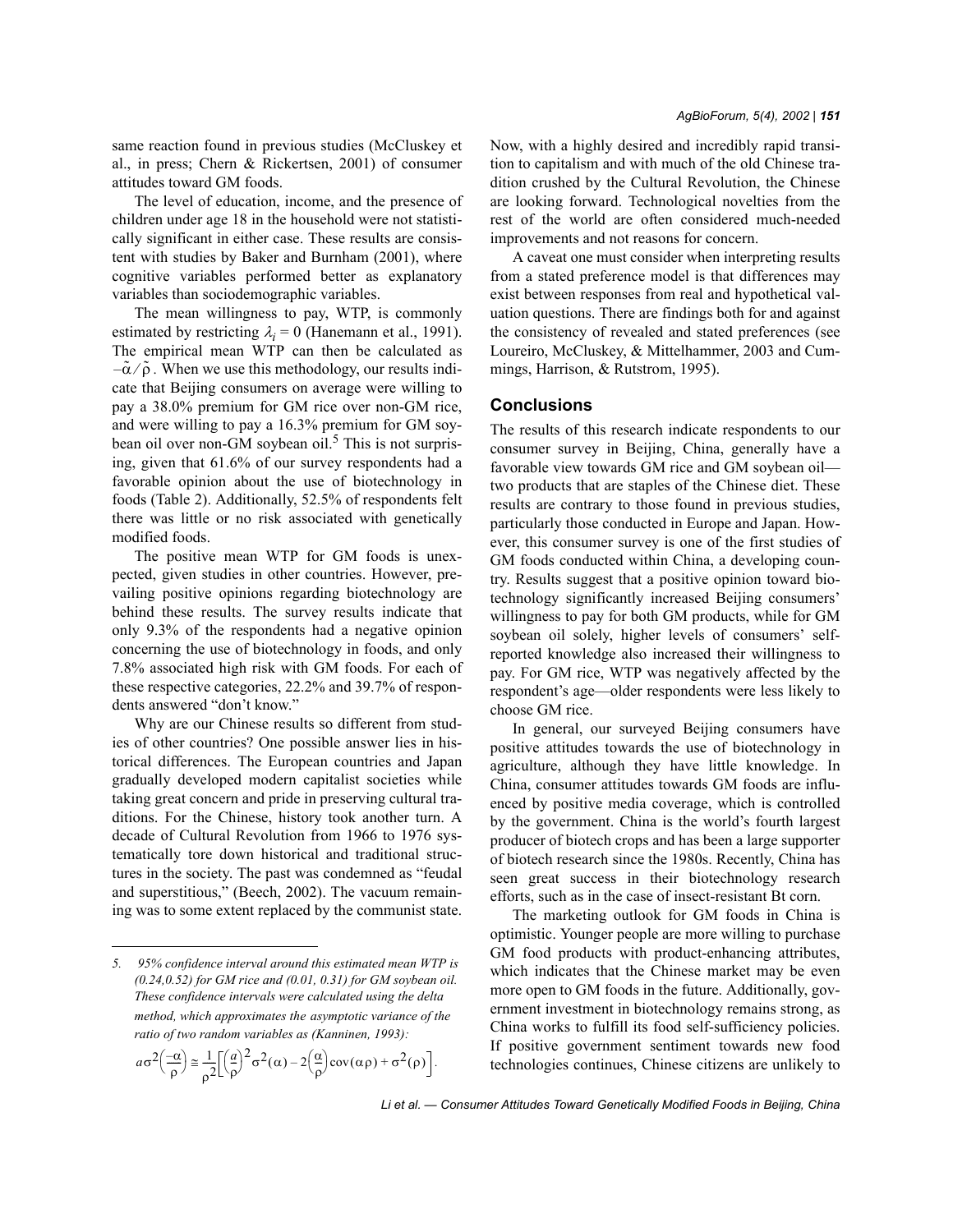same reaction found in previous studies (McCluskey et al., in press; Chern & Rickertsen, 2001) of consumer attitudes toward GM foods.

The level of education, income, and the presence of children under age 18 in the household were not statistically significant in either case. These results are consistent with studies by Baker and Burnham (2001), where cognitive variables performed better as explanatory variables than sociodemographic variables.

The mean willingness to pay, WTP, is commonly estimated by restricting $\lambda_i = 0$ (Hanemann et al., 1991). The empirical mean WTP can then be calculated as $-\tilde{\alpha}/\tilde{\rho}$. When we use this methodology, our results indicate that Beijing consumers on average were willing to pay a 38.0% premium for GM rice over non-GM rice, and were willing to pay a 16.3% premium for GM soybean oil over non-GM soybean oil.[5] This is not surprising, given that 61.6% of our survey respondents had a favorable opinion about the use of biotechnology in foods (Table 2). Additionally, 52.5% of respondents felt there was little or no risk associated with genetically modified foods.

The positive mean WTP for GM foods is unexpected, given studies in other countries. However, prevailing positive opinions regarding biotechnology are behind these results. The survey results indicate that only 9.3% of the respondents had a negative opinion concerning the use of biotechnology in foods, and only 7.8% associated high risk with GM foods. For each of these respective categories, 22.2% and 39.7% of respondents answered "don't know."

Why are our Chinese results so different from studies of other countries? One possible answer lies in historical differences. The European countries and Japan gradually developed modern capitalist societies while taking great concern and pride in preserving cultural traditions. For the Chinese, history took another turn. A decade of Cultural Revolution from 1966 to 1976 systematically tore down historical and traditional structures in the society. The past was condemned as "feudal and superstitious," (Beech, 2002). The vacuum remaining was to some extent replaced by the communist state. Now, with a highly desired and incredibly rapid transition to capitalism and with much of the old Chinese tradition crushed by the Cultural Revolution, the Chinese are looking forward. Technological novelties from the rest of the world are often considered much-needed improvements and not reasons for concern.

A caveat one must consider when interpreting results from a stated preference model is that differences may exist between responses from real and hypothetical valuation questions. There are findings both for and against the consistency of revealed and stated preferences (see Loureiro, McCluskey, & Mittelhammer, 2003 and Cummings, Harrison, & Rutstrom, 1995).

## Conclusions

The results of this research indicate respondents to our consumer survey in Beijing, China, generally have a favorable view towards GM rice and GM soybean oil—two products that are staples of the Chinese diet. These results are contrary to those found in previous studies, particularly those conducted in Europe and Japan. However, this consumer survey is one of the first studies of GM foods conducted within China, a developing country. Results suggest that a positive opinion toward biotechnology significantly increased Beijing consumers' willingness to pay for both GM products, while for GM soybean oil solely, higher levels of consumers' self-reported knowledge also increased their willingness to pay. For GM rice, WTP was negatively affected by the respondent's age—older respondents were less likely to choose GM rice.

In general, our surveyed Beijing consumers have positive attitudes towards the use of biotechnology in agriculture, although they have little knowledge. In China, consumer attitudes towards GM foods are influenced by positive media coverage, which is controlled by the government. China is the world's fourth largest producer of biotech crops and has been a large supporter of biotech research since the 1980s. Recently, China has seen great success in their biotechnology research efforts, such as in the case of insect-resistant Bt corn.

The marketing outlook for GM foods in China is optimistic. Younger people are more willing to purchase GM food products with product-enhancing attributes, which indicates that the Chinese market may be even more open to GM foods in the future. Additionally, government investment in biotechnology remains strong, as China works to fulfill its food self-sufficiency policies. If positive government sentiment towards new food technologies continues, Chinese citizens are unlikely to

---

*5. 95% confidence interval around this estimated mean WTP is (0.24,0.52) for GM rice and (0.01, 0.31) for GM soybean oil. These confidence intervals were calculated using the delta method, which approximates the asymptotic variance of the ratio of two random variables as (Kanninen, 1993):*

$$a\sigma^2\left(\frac{-\alpha}{\rho}\right) \cong \frac{1}{\rho^2}\left[\left(\frac{a}{\rho}\right)^2\sigma^2(\alpha) - 2\left(\frac{\alpha}{\rho}\right)\text{cov}(\alpha\rho) + \sigma^2(\rho)\right].$$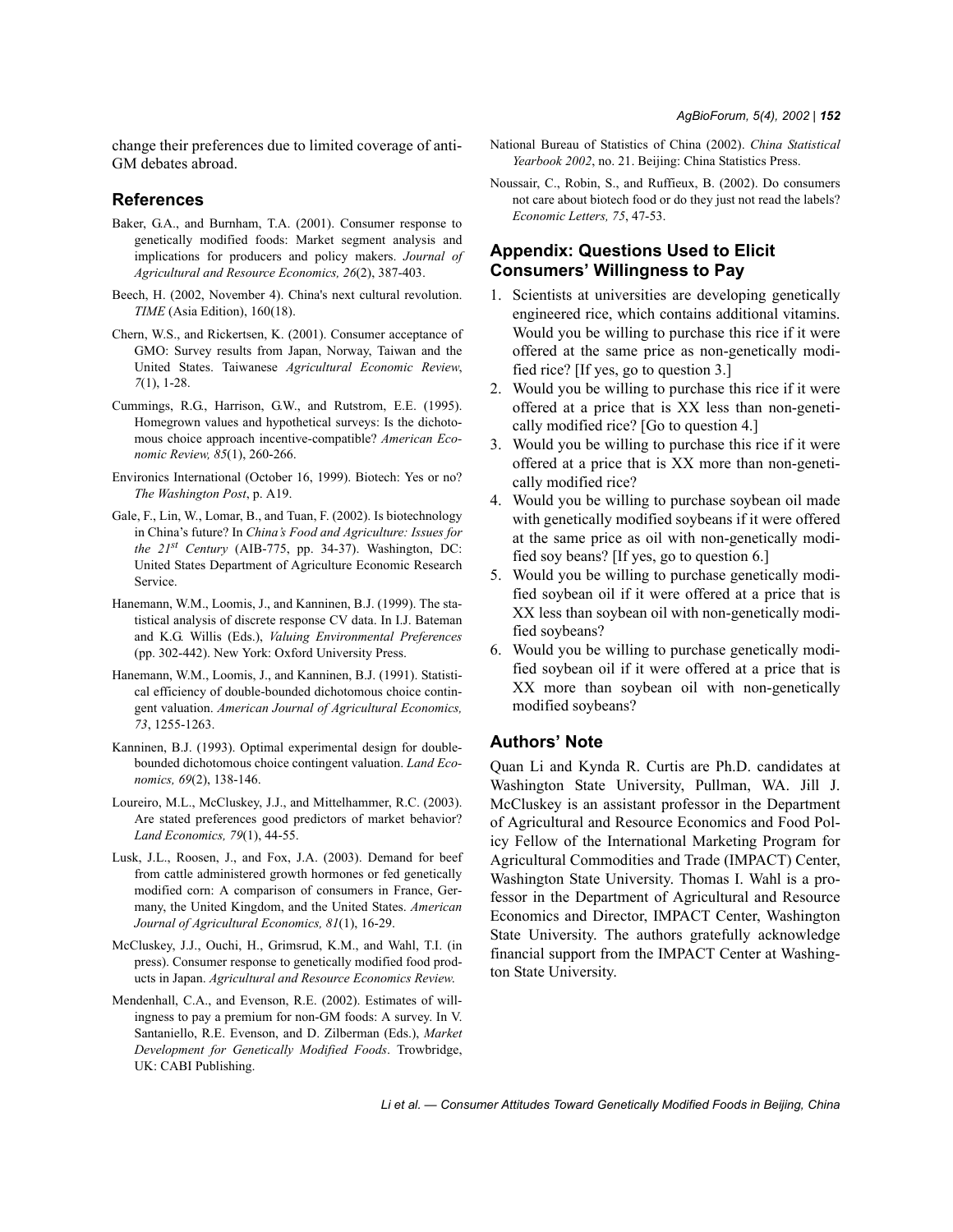change their preferences due to limited coverage of anti-GM debates abroad.

## References

Baker, G.A., and Burnham, T.A. (2001). Consumer response to genetically modified foods: Market segment analysis and implications for producers and policy makers. *Journal of Agricultural and Resource Economics, 26*(2), 387-403.

Beech, H. (2002, November 4). China's next cultural revolution. *TIME* (Asia Edition), 160(18).

Chern, W.S., and Rickertsen, K. (2001). Consumer acceptance of GMO: Survey results from Japan, Norway, Taiwan and the United States. Taiwanese *Agricultural Economic Review, 7*(1), 1-28.

Cummings, R.G., Harrison, G.W., and Rutstrom, E.E. (1995). Homegrown values and hypothetical surveys: Is the dichotomous choice approach incentive-compatible? *American Economic Review, 85*(1), 260-266.

Environics International (October 16, 1999). Biotech: Yes or no? *The Washington Post*, p. A19.

Gale, F., Lin, W., Lomar, B., and Tuan, F. (2002). Is biotechnology in China's future? In *China's Food and Agriculture: Issues for the 21st Century* (AIB-775, pp. 34-37). Washington, DC: United States Department of Agriculture Economic Research Service.

Hanemann, W.M., Loomis, J., and Kanninen, B.J. (1999). The statistical analysis of discrete response CV data. In I.J. Bateman and K.G. Willis (Eds.), *Valuing Environmental Preferences* (pp. 302-442). New York: Oxford University Press.

Hanemann, W.M., Loomis, J., and Kanninen, B.J. (1991). Statistical efficiency of double-bounded dichotomous choice contingent valuation. *American Journal of Agricultural Economics, 73*, 1255-1263.

Kanninen, B.J. (1993). Optimal experimental design for double-bounded dichotomous choice contingent valuation. *Land Economics, 69*(2), 138-146.

Loureiro, M.L., McCluskey, J.J., and Mittelhammer, R.C. (2003). Are stated preferences good predictors of market behavior? *Land Economics, 79*(1), 44-55.

Lusk, J.L., Roosen, J., and Fox, J.A. (2003). Demand for beef from cattle administered growth hormones or fed genetically modified corn: A comparison of consumers in France, Germany, the United Kingdom, and the United States. *American Journal of Agricultural Economics, 81*(1), 16-29.

McCluskey, J.J., Ouchi, H., Grimsrud, K.M., and Wahl, T.I. (in press). Consumer response to genetically modified food products in Japan. *Agricultural and Resource Economics Review.*

Mendenhall, C.A., and Evenson, R.E. (2002). Estimates of willingness to pay a premium for non-GM foods: A survey. In V. Santaniello, R.E. Evenson, and D. Zilberman (Eds.), *Market Development for Genetically Modified Foods*. Trowbridge, UK: CABI Publishing.

National Bureau of Statistics of China (2002). *China Statistical Yearbook 2002*, no. 21. Beijing: China Statistics Press.

Noussair, C., Robin, S., and Ruffieux, B. (2002). Do consumers not care about biotech food or do they just not read the labels? *Economic Letters, 75*, 47-53.

## Appendix: Questions Used to Elicit Consumers' Willingness to Pay

1. Scientists at universities are developing genetically engineered rice, which contains additional vitamins. Would you be willing to purchase this rice if it were offered at the same price as non-genetically modified rice? [If yes, go to question 3.]
2. Would you be willing to purchase this rice if it were offered at a price that is XX less than non-genetically modified rice? [Go to question 4.]
3. Would you be willing to purchase this rice if it were offered at a price that is XX more than non-genetically modified rice?
4. Would you be willing to purchase soybean oil made with genetically modified soybeans if it were offered at the same price as oil with non-genetically modified soy beans? [If yes, go to question 6.]
5. Would you be willing to purchase genetically modified soybean oil if it were offered at a price that is XX less than soybean oil with non-genetically modified soybeans?
6. Would you be willing to purchase genetically modified soybean oil if it were offered at a price that is XX more than soybean oil with non-genetically modified soybeans?

## Authors' Note

Quan Li and Kynda R. Curtis are Ph.D. candidates at Washington State University, Pullman, WA. Jill J. McCluskey is an assistant professor in the Department of Agricultural and Resource Economics and Food Policy Fellow of the International Marketing Program for Agricultural Commodities and Trade (IMPACT) Center, Washington State University. Thomas I. Wahl is a professor in the Department of Agricultural and Resource Economics and Director, IMPACT Center, Washington State University. The authors gratefully acknowledge financial support from the IMPACT Center at Washington State University.